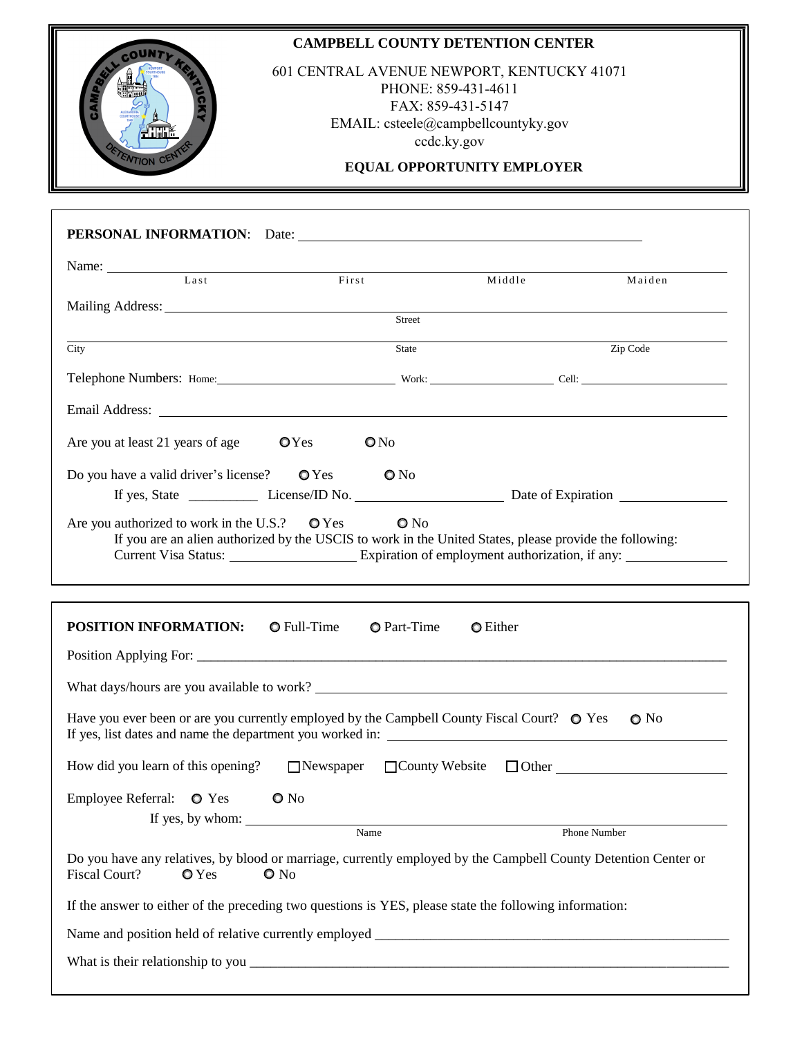**CAMPBELL COUNTY DETENTION CENTER**

601 CENTRAL AVENUE NEWPORT, KENTUCKY 41071
PHONE: 859-431-4611
FAX: 859-431-5147
EMAIL: csteele@campbellcountyky.gov
ccdc.ky.gov

**EQUAL OPPORTUNITY EMPLOYER**

---

**PERSONAL INFORMATION**: Date: ______________________________

Name: ______________________________________________
Last | First | Middle | Maiden

Mailing Address: ______________________________________________
Street

______________________________________________
City | State | Zip Code

Telephone Numbers: Home: ________________ Work: ________________ Cell: ________________

Email Address: ______________________________________________

Are you at least 21 years of age ○ Yes ○ No

Do you have a valid driver's license? ○ Yes ○ No

If yes, State __________ License/ID No. ________________ Date of Expiration ________________

Are you authorized to work in the U.S.? ○ Yes ○ No

If you are an alien authorized by the USCIS to work in the United States, please provide the following:
Current Visa Status: ________________ Expiration of employment authorization, if any: ________________

---

**POSITION INFORMATION:** ○ Full-Time ○ Part-Time ○ Either

Position Applying For: ______________________________________________

What days/hours are you available to work? ______________________________________________

Have you ever been or are you currently employed by the Campbell County Fiscal Court? ○ Yes ○ No
If yes, list dates and name the department you worked in: ______________________________________________

How did you learn of this opening? ☐ Newspaper ☐ County Website ☐ Other ________________

Employee Referral: ○ Yes ○ No

If yes, by whom: ______________________________________________
Name | Phone Number

Do you have any relatives, by blood or marriage, currently employed by the Campbell County Detention Center or Fiscal Court? ○ Yes ○ No

If the answer to either of the preceding two questions is YES, please state the following information:

Name and position held of relative currently employed ______________________________________________

What is their relationship to you ______________________________________________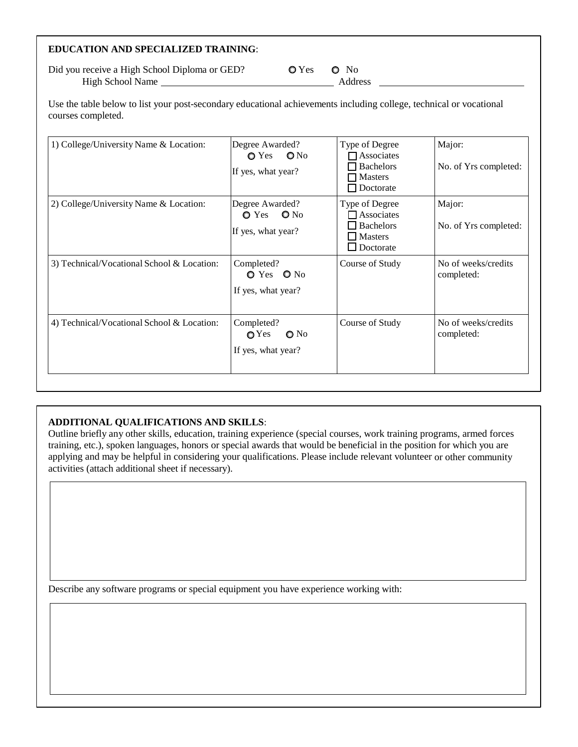**EDUCATION AND SPECIALIZED TRAINING**:

Did you receive a High School Diploma or GED? ○ Yes ○ No

High School Name \_\_\_\_\_\_\_\_\_\_\_\_\_\_\_\_\_\_\_\_\_\_\_\_\_\_\_\_\_\_ Address \_\_\_\_\_\_\_\_\_\_\_\_\_\_\_\_\_\_\_\_\_\_\_\_\_\_\_\_

Use the table below to list your post-secondary educational achievements including college, technical or vocational courses completed.

| 1) College/University Name & Location: | Degree Awarded? ○ Yes ○ No<br>If yes, what year? | Type of Degree<br>☐ Associates<br>☐ Bachelors<br>☐ Masters<br>☐ Doctorate | Major:<br>No. of Yrs completed: |
|---|---|---|---|
| 2) College/University Name & Location: | Degree Awarded? ○ Yes ○ No<br>If yes, what year? | Type of Degree<br>☐ Associates<br>☐ Bachelors<br>☐ Masters<br>☐ Doctorate | Major:<br>No. of Yrs completed: |
| 3) Technical/Vocational School & Location: | Completed? ○ Yes ○ No<br>If yes, what year? | Course of Study | No of weeks/credits completed: |
| 4) Technical/Vocational School & Location: | Completed? ○ Yes ○ No<br>If yes, what year? | Course of Study | No of weeks/credits completed: |

**ADDITIONAL QUALIFICATIONS AND SKILLS**:

Outline briefly any other skills, education, training experience (special courses, work training programs, armed forces training, etc.), spoken languages, honors or special awards that would be beneficial in the position for which you are applying and may be helpful in considering your qualifications. Please include relevant volunteer or other community activities (attach additional sheet if necessary).

Describe any software programs or special equipment you have experience working with: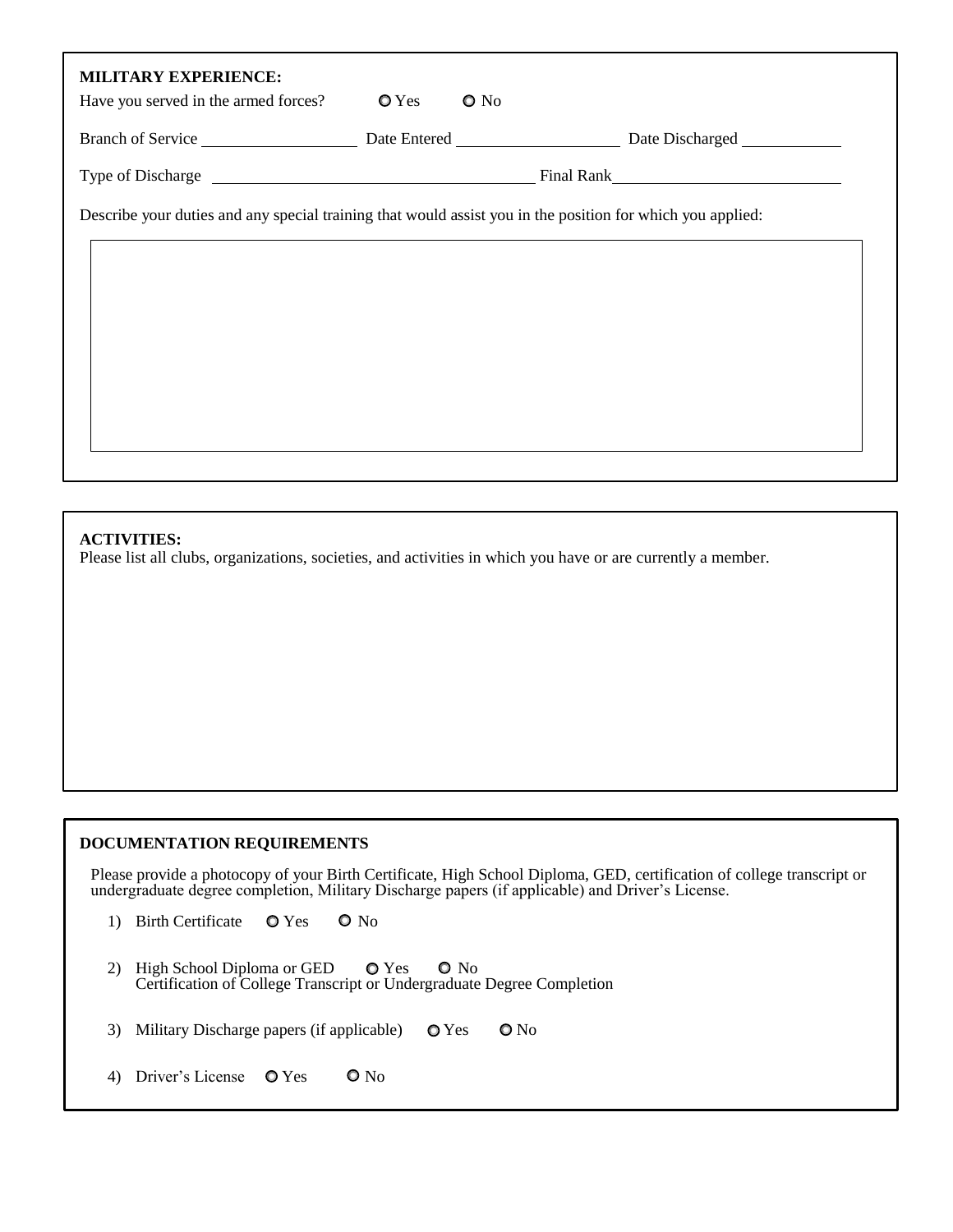**MILITARY EXPERIENCE:**

Have you served in the armed forces? ○ Yes ○ No

Branch of Service \_\_\_\_\_\_\_\_\_\_\_\_\_\_\_\_\_\_ Date Entered \_\_\_\_\_\_\_\_\_\_\_\_\_\_\_\_\_\_\_\_ Date Discharged \_\_\_\_\_\_\_\_\_\_\_\_

Type of Discharge \_\_\_\_\_\_\_\_\_\_\_\_\_\_\_\_\_\_\_\_\_\_\_\_\_\_\_\_\_\_\_\_\_\_\_\_\_\_\_\_ Final Rank\_\_\_\_\_\_\_\_\_\_\_\_\_\_\_\_\_\_\_\_\_\_\_\_\_\_\_\_

Describe your duties and any special training that would assist you in the position for which you applied:

**ACTIVITIES:**

Please list all clubs, organizations, societies, and activities in which you have or are currently a member.

**DOCUMENTATION REQUIREMENTS**

Please provide a photocopy of your Birth Certificate, High School Diploma, GED, certification of college transcript or undergraduate degree completion, Military Discharge papers (if applicable) and Driver's License.

1) Birth Certificate ○ Yes ○ No

2) High School Diploma or GED ○ Yes ○ No
   Certification of College Transcript or Undergraduate Degree Completion

3) Military Discharge papers (if applicable) ○ Yes ○ No

4) Driver's License ○ Yes ○ No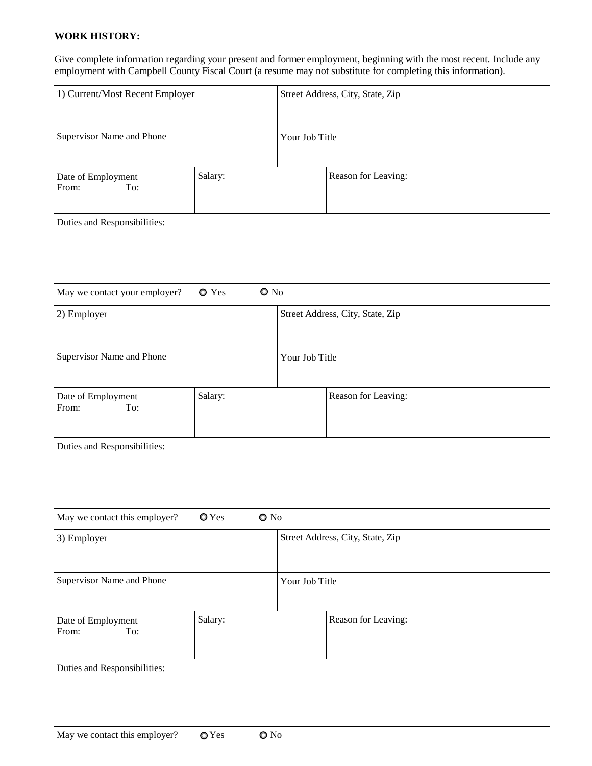**WORK HISTORY:**

Give complete information regarding your present and former employment, beginning with the most recent. Include any employment with Campbell County Fiscal Court (a resume may not substitute for completing this information).

| 1) Current/Most Recent Employer | | Street Address, City, State, Zip |
|---|---|---|
| Supervisor Name and Phone | | Your Job Title |
| Date of Employment<br>From: To: | Salary: | Reason for Leaving: |
| Duties and Responsibilities: | | |
| May we contact your employer? ○ Yes ○ No | | |
| 2) Employer | | Street Address, City, State, Zip |
| Supervisor Name and Phone | | Your Job Title |
| Date of Employment<br>From: To: | Salary: | Reason for Leaving: |
| Duties and Responsibilities: | | |
| May we contact this employer? ○ Yes ○ No | | |
| 3) Employer | | Street Address, City, State, Zip |
| Supervisor Name and Phone | | Your Job Title |
| Date of Employment<br>From: To: | Salary: | Reason for Leaving: |
| Duties and Responsibilities: | | |
| May we contact this employer? ○ Yes ○ No | | |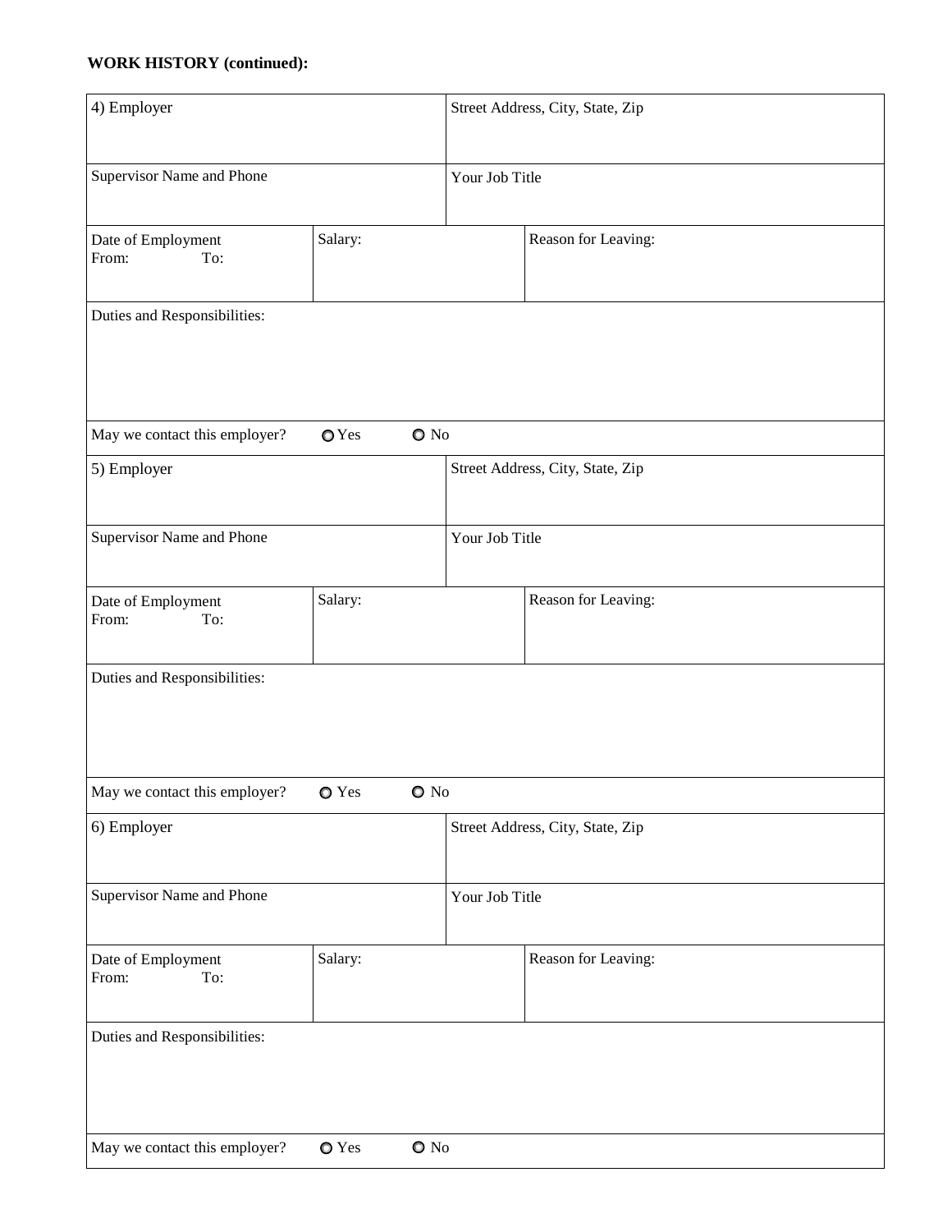**WORK HISTORY (continued):**

| 4) Employer | | Street Address, City, State, Zip | |
|---|---|---|---|
| Supervisor Name and Phone | | Your Job Title | |
| Date of Employment<br>From: To: | Salary: | | Reason for Leaving: |
| Duties and Responsibilities: | | | |
| May we contact this employer? ○ Yes ○ No | | | |

| 5) Employer | | Street Address, City, State, Zip | |
|---|---|---|---|
| Supervisor Name and Phone | | Your Job Title | |
| Date of Employment<br>From: To: | Salary: | | Reason for Leaving: |
| Duties and Responsibilities: | | | |
| May we contact this employer? ○ Yes ○ No | | | |

| 6) Employer | | Street Address, City, State, Zip | |
|---|---|---|---|
| Supervisor Name and Phone | | Your Job Title | |
| Date of Employment<br>From: To: | Salary: | | Reason for Leaving: |
| Duties and Responsibilities: | | | |
| May we contact this employer? ○ Yes ○ No | | | |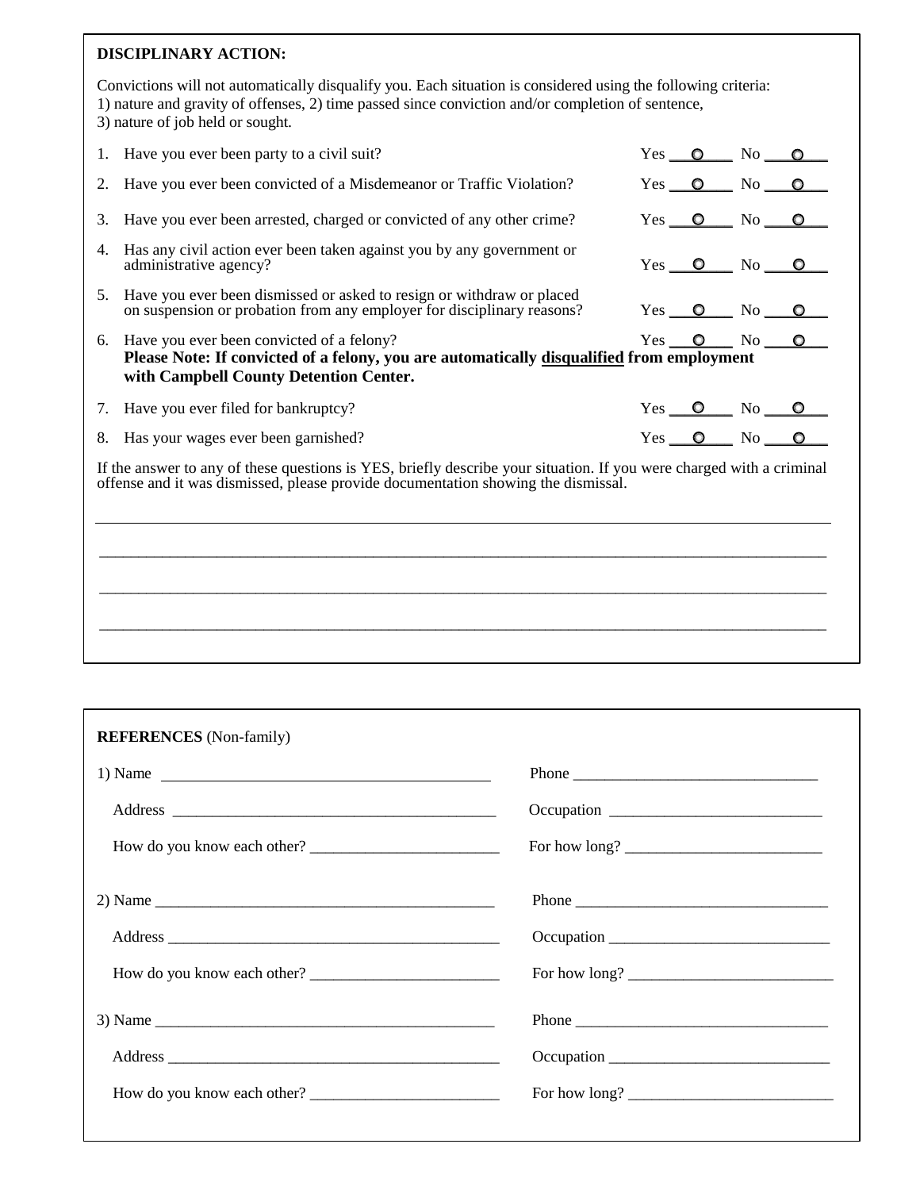**DISCIPLINARY ACTION:**

Convictions will not automatically disqualify you. Each situation is considered using the following criteria:
1) nature and gravity of offenses, 2) time passed since conviction and/or completion of sentence,
3) nature of job held or sought.

1. Have you ever been party to a civil suit? Yes ___○___ No ___○___
2. Have you ever been convicted of a Misdemeanor or Traffic Violation? Yes ___○___ No ___○___
3. Have you ever been arrested, charged or convicted of any other crime? Yes ___○___ No ___○___
4. Has any civil action ever been taken against you by any government or administrative agency? Yes ___○___ No ___○___
5. Have you ever been dismissed or asked to resign or withdraw or placed on suspension or probation from any employer for disciplinary reasons? Yes ___○___ No ___○___
6. Have you ever been convicted of a felony? Yes ___○___ No ___○___
   **Please Note: If convicted of a felony, you are automatically disqualified from employment with Campbell County Detention Center.**
7. Have you ever filed for bankruptcy? Yes ___○___ No ___○___
8. Has your wages ever been garnished? Yes ___○___ No ___○___

If the answer to any of these questions is YES, briefly describe your situation. If you were charged with a criminal offense and it was dismissed, please provide documentation showing the dismissal.

_______________________________________________________________________________

_______________________________________________________________________________

_______________________________________________________________________________

_______________________________________________________________________________

**REFERENCES** (Non-family)

1) Name ______________________________ Phone ______________________________

Address ______________________________ Occupation ______________________________

How do you know each other? ______________________________ For how long? ______________________________

2) Name ______________________________ Phone ______________________________

Address ______________________________ Occupation ______________________________

How do you know each other? ______________________________ For how long? ______________________________

3) Name ______________________________ Phone ______________________________

Address ______________________________ Occupation ______________________________

How do you know each other? ______________________________ For how long? ______________________________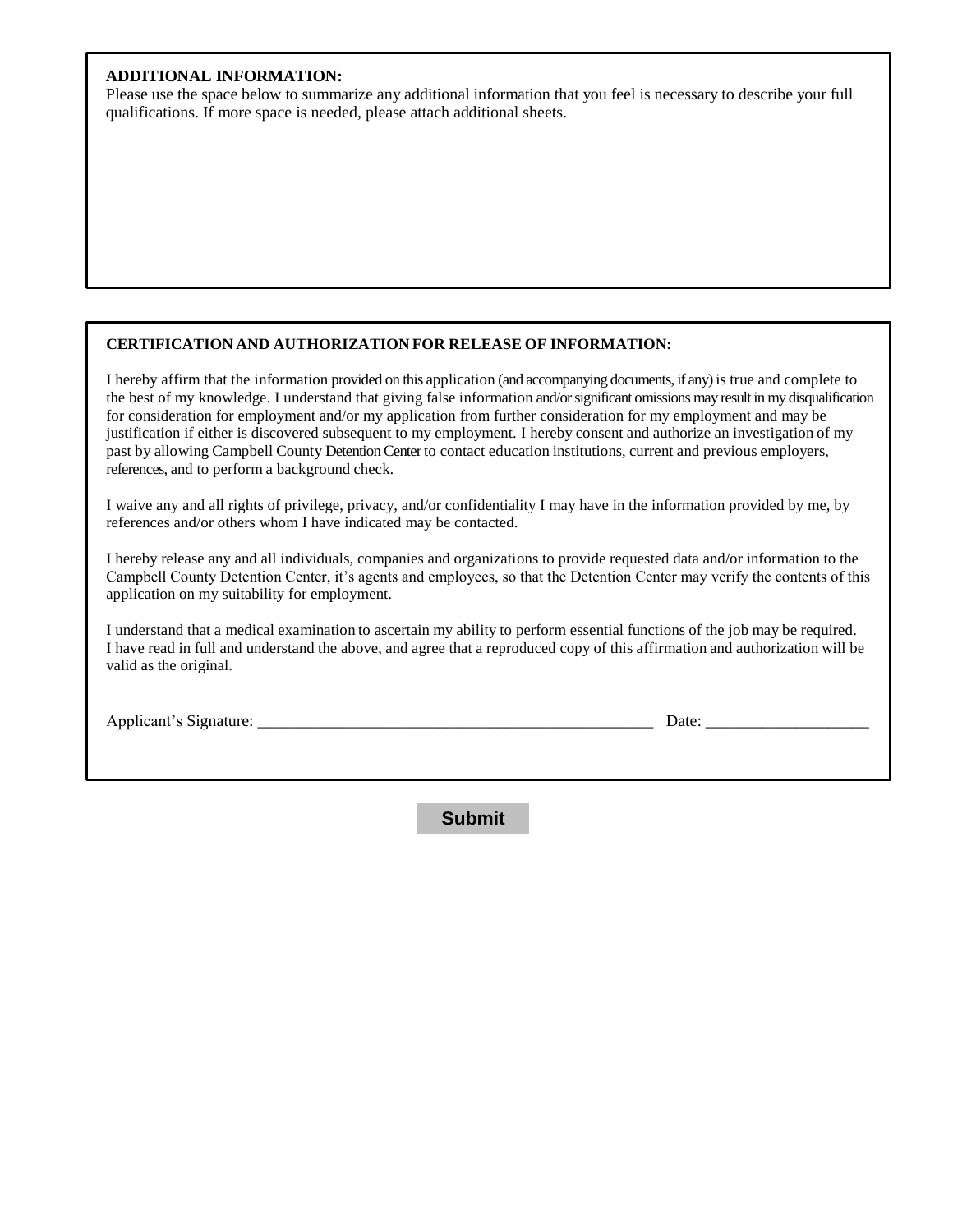**ADDITIONAL INFORMATION:**

Please use the space below to summarize any additional information that you feel is necessary to describe your full qualifications. If more space is needed, please attach additional sheets.

**CERTIFICATION AND AUTHORIZATION FOR RELEASE OF INFORMATION:**

I hereby affirm that the information provided on this application (and accompanying documents, if any) is true and complete to the best of my knowledge. I understand that giving false information and/or significant omissions may result in my disqualification for consideration for employment and/or my application from further consideration for my employment and may be justification if either is discovered subsequent to my employment. I hereby consent and authorize an investigation of my past by allowing Campbell County Detention Center to contact education institutions, current and previous employers, references, and to perform a background check.

I waive any and all rights of privilege, privacy, and/or confidentiality I may have in the information provided by me, by references and/or others whom I have indicated may be contacted.

I hereby release any and all individuals, companies and organizations to provide requested data and/or information to the Campbell County Detention Center, it's agents and employees, so that the Detention Center may verify the contents of this application on my suitability for employment.

I understand that a medical examination to ascertain my ability to perform essential functions of the job may be required. I have read in full and understand the above, and agree that a reproduced copy of this affirmation and authorization will be valid as the original.

Applicant's Signature: ______________________________________________ Date: ___________________

Submit